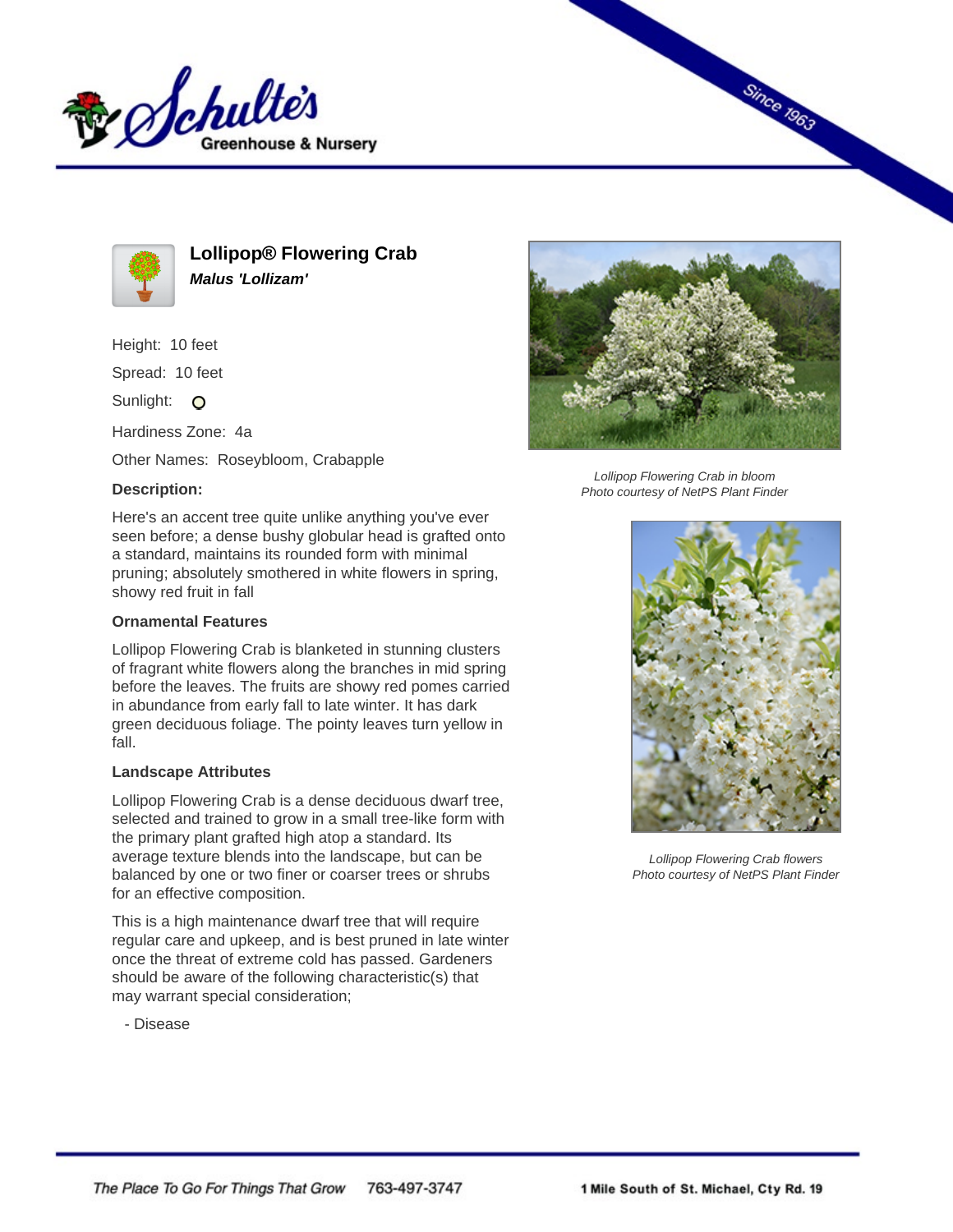# Lollipop® Flowering Crab

***Malus 'Lollizam'***

Height: 10 feet

Spread: 10 feet

Sunlight:

Hardiness Zone: 4a

Other Names: Roseybloom, Crabapple

**Description:**

Here's an accent tree quite unlike anything you've ever seen before; a dense bushy globular head is grafted onto a standard, maintains its rounded form with minimal pruning; absolutely smothered in white flowers in spring, showy red fruit in fall

**Ornamental Features**

Lollipop Flowering Crab is blanketed in stunning clusters of fragrant white flowers along the branches in mid spring before the leaves. The fruits are showy red pomes carried in abundance from early fall to late winter. It has dark green deciduous foliage. The pointy leaves turn yellow in fall.

**Landscape Attributes**

Lollipop Flowering Crab is a dense deciduous dwarf tree, selected and trained to grow in a small tree-like form with the primary plant grafted high atop a standard. Its average texture blends into the landscape, but can be balanced by one or two finer or coarser trees or shrubs for an effective composition.

This is a high maintenance dwarf tree that will require regular care and upkeep, and is best pruned in late winter once the threat of extreme cold has passed. Gardeners should be aware of the following characteristic(s) that may warrant special consideration;

- Disease

*Lollipop Flowering Crab in bloom*
*Photo courtesy of NetPS Plant Finder*

*Lollipop Flowering Crab flowers*
*Photo courtesy of NetPS Plant Finder*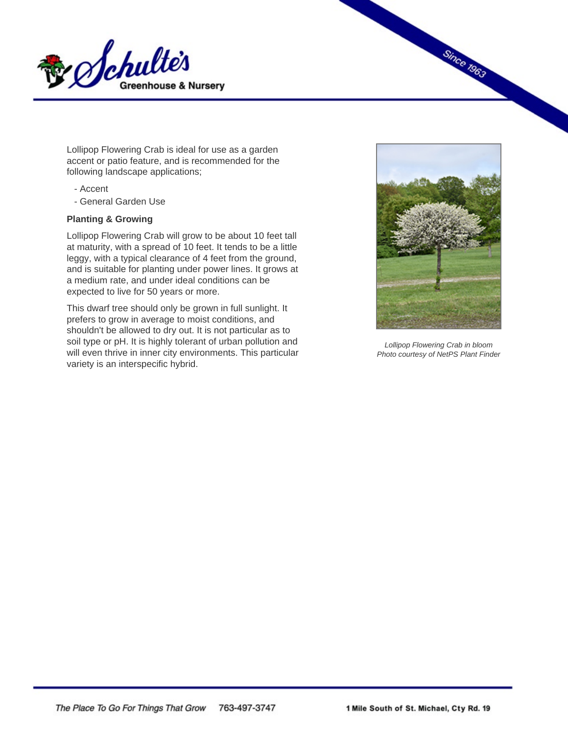Lollipop Flowering Crab is ideal for use as a garden accent or patio feature, and is recommended for the following landscape applications;

- Accent
- General Garden Use

**Planting & Growing**

Lollipop Flowering Crab will grow to be about 10 feet tall at maturity, with a spread of 10 feet. It tends to be a little leggy, with a typical clearance of 4 feet from the ground, and is suitable for planting under power lines. It grows at a medium rate, and under ideal conditions can be expected to live for 50 years or more.

This dwarf tree should only be grown in full sunlight. It prefers to grow in average to moist conditions, and shouldn't be allowed to dry out. It is not particular as to soil type or pH. It is highly tolerant of urban pollution and will even thrive in inner city environments. This particular variety is an interspecific hybrid.

*Lollipop Flowering Crab in bloom*
*Photo courtesy of NetPS Plant Finder*